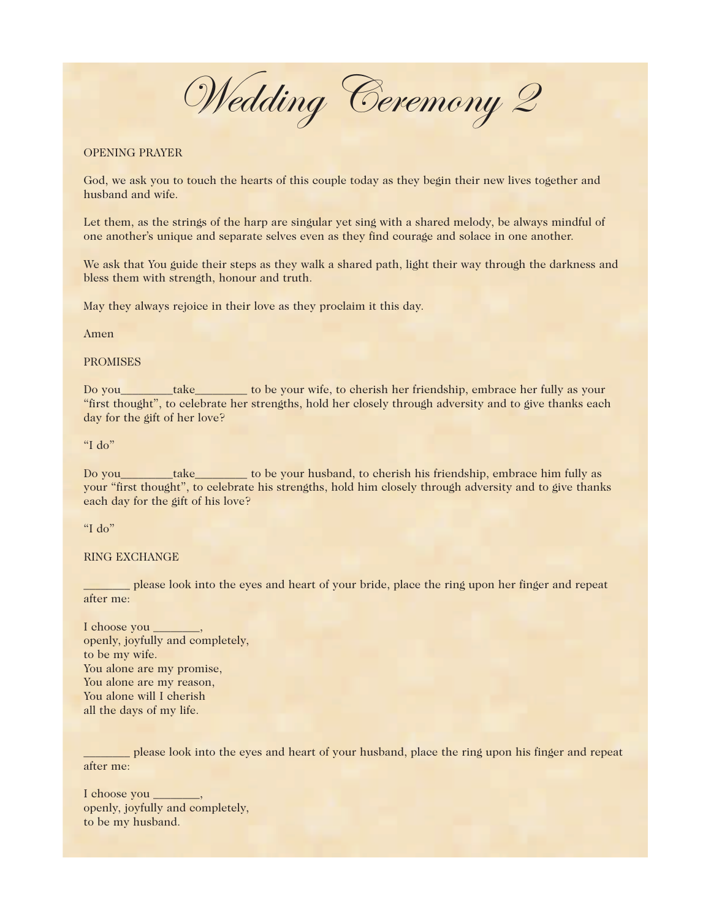# Wedding Ceremony 2

OPENING PRAYER

God, we ask you to touch the hearts of this couple today as they begin their new lives together and husband and wife.

Let them, as the strings of the harp are singular yet sing with a shared melody, be always mindful of one another's unique and separate selves even as they find courage and solace in one another.

We ask that You guide their steps as they walk a shared path, light their way through the darkness and bless them with strength, honour and truth.

May they always rejoice in their love as they proclaim it this day.

Amen

PROMISES

Do you_________take_________ to be your wife, to cherish her friendship, embrace her fully as your "first thought", to celebrate her strengths, hold her closely through adversity and to give thanks each day for the gift of her love?

"I do"

Do you_________take_________ to be your husband, to cherish his friendship, embrace him fully as your "first thought", to celebrate his strengths, hold him closely through adversity and to give thanks each day for the gift of his love?

"I do"

RING EXCHANGE

________ please look into the eyes and heart of your bride, place the ring upon her finger and repeat after me:

I choose you ________,  
openly, joyfully and completely,  
to be my wife.  
You alone are my promise,  
You alone are my reason,  
You alone will I cherish  
all the days of my life.

________ please look into the eyes and heart of your husband, place the ring upon his finger and repeat after me:

I choose you ________,  
openly, joyfully and completely,  
to be my husband.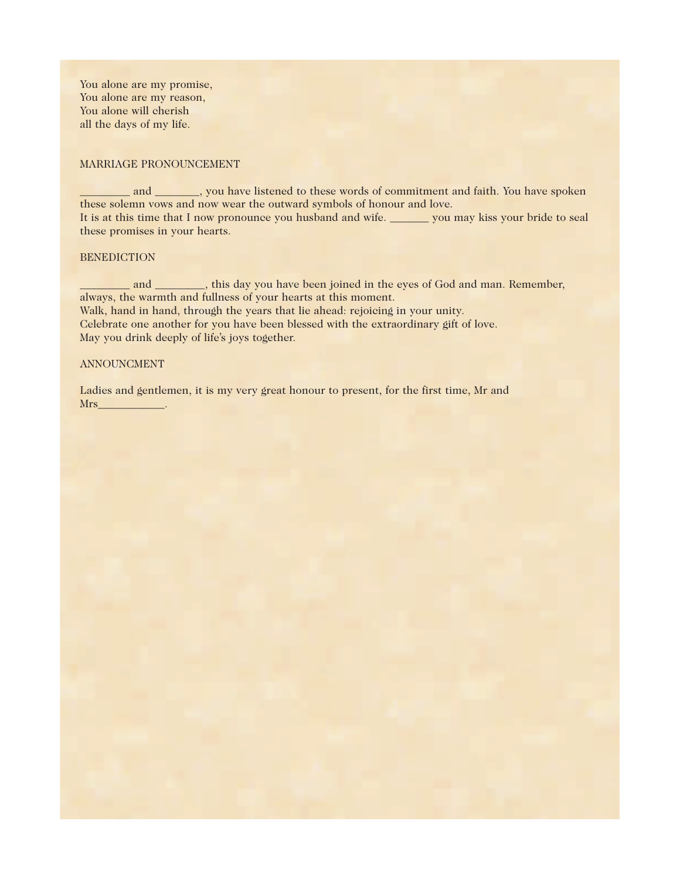You alone are my promise,
You alone are my reason,
You alone will cherish
all the days of my life.

## MARRIAGE PRONOUNCEMENT

________ and ________, you have listened to these words of commitment and faith. You have spoken these solemn vows and now wear the outward symbols of honour and love.
It is at this time that I now pronounce you husband and wife. _______ you may kiss your bride to seal these promises in your hearts.

## BENEDICTION

________ and ________, this day you have been joined in the eyes of God and man. Remember, always, the warmth and fullness of your hearts at this moment.
Walk, hand in hand, through the years that lie ahead: rejoicing in your unity.
Celebrate one another for you have been blessed with the extraordinary gift of love.
May you drink deeply of life's joys together.

## ANNOUNCMENT

Ladies and gentlemen, it is my very great honour to present, for the first time, Mr and Mrs____________.